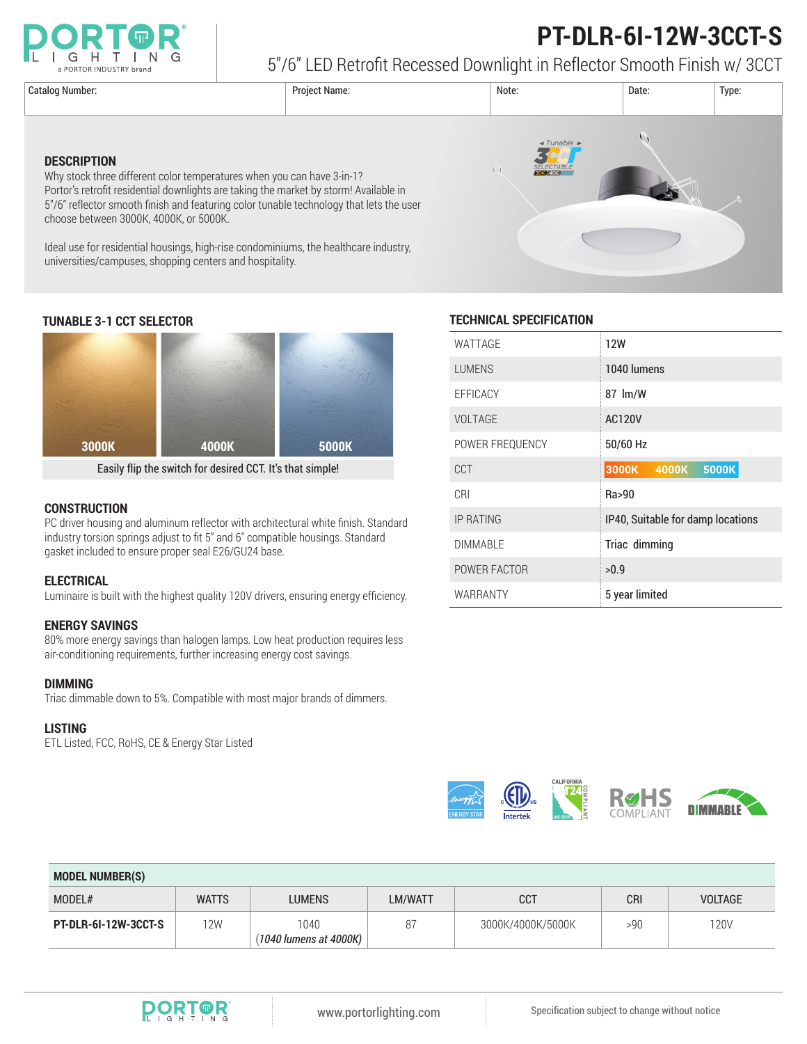# PT-DLR-6I-12W-3CCT-S

5"/6" LED Retrofit Recessed Downlight in Reflector Smooth Finish w/ 3CCT

| Catalog Number: | Project Name: | Note: | Date: | Type: |
|---|---|---|---|---|
| | | | | |

## DESCRIPTION

Why stock three different color temperatures when you can have 3-in-1?
Portor's retrofit residential downlights are taking the market by storm! Available in 5"/6" reflector smooth finish and featuring color tunable technology that lets the user choose between 3000K, 4000K, or 5000K.

Ideal use for residential housings, high-rise condominiums, the healthcare industry, universities/campuses, shopping centers and hospitality.

## TUNABLE 3-1 CCT SELECTOR

3000K | 4000K | 5000K

Easily flip the switch for desired CCT. It's that simple!

## CONSTRUCTION

PC driver housing and aluminum reflector with architectural white finish. Standard industry torsion springs adjust to fit 5" and 6" compatible housings. Standard gasket included to ensure proper seal E26/GU24 base.

## ELECTRICAL

Luminaire is built with the highest quality 120V drivers, ensuring energy efficiency.

## ENERGY SAVINGS

80% more energy savings than halogen lamps. Low heat production requires less air-conditioning requirements, further increasing energy cost savings.

## DIMMING

Triac dimmable down to 5%. Compatible with most major brands of dimmers.

## LISTING

ETL Listed, FCC, RoHS, CE & Energy Star Listed

## TECHNICAL SPECIFICATION

| | |
|---|---|
| WATTAGE | 12W |
| LUMENS | 1040 lumens |
| EFFICACY | 87 lm/W |
| VOLTAGE | AC120V |
| POWER FREQUENCY | 50/60 Hz |
| CCT | 3000K 4000K 5000K |
| CRI | Ra>90 |
| IP RATING | IP40, Suitable for damp locations |
| DIMMABLE | Triac dimming |
| POWER FACTOR | >0.9 |
| WARRANTY | 5 year limited |

## MODEL NUMBER(S)

| MODEL# | WATTS | LUMENS | LM/WATT | CCT | CRI | VOLTAGE |
|---|---|---|---|---|---|---|
| **PT-DLR-6I-12W-3CCT-S** | 12W | 1040 (*1040 lumens at 4000K*) | 87 | 3000K/4000K/5000K | >90 | 120V |

www.portorlighting.com

Specification subject to change without notice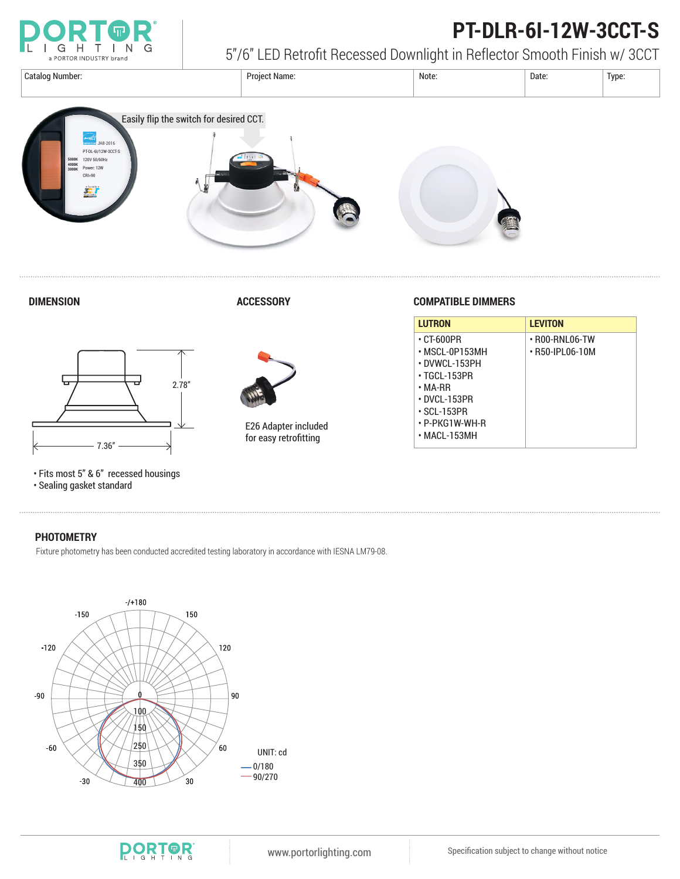# PT-DLR-6I-12W-3CCT-S

5"/6" LED Retrofit Recessed Downlight in Reflector Smooth Finish w/ 3CCT

| Catalog Number: | Project Name: | Note: | Date: | Type: |
|---|---|---|---|---|
| | | | | |

Easily flip the switch for desired CCT.

5000K
4000K
3000K

JA8-2016
PT-DL-6I/12W-3CCT-S
120V 50/60Hz
Power: 12W
CRI>90

## DIMENSION

2.78"

7.36"

- Fits most 5" & 6" recessed housings
- Sealing gasket standard

## ACCESSORY

E26 Adapter included for easy retrofitting

## COMPATIBLE DIMMERS

| LUTRON | LEVITON |
|---|---|
| • CT-600PR<br>• MSCL-0P153MH<br>• DVWCL-153PH<br>• TGCL-153PR<br>• MA-RR<br>• DVCL-153PR<br>• SCL-153PR<br>• P-PKG1W-WH-R<br>• MACL-153MH | • R00-RNL06-TW<br>• R50-IPL06-10M |

## PHOTOMETRY

Fixture photometry has been conducted accredited testing laboratory in accordance with IESNA LM79-08.

-/+180
-150
150
-120
120
-90
90
-60
60
-30
30
0
100
150
250
350
400

UNIT: cd
0/180
90/270

www.portorlighting.com

Specification subject to change without notice